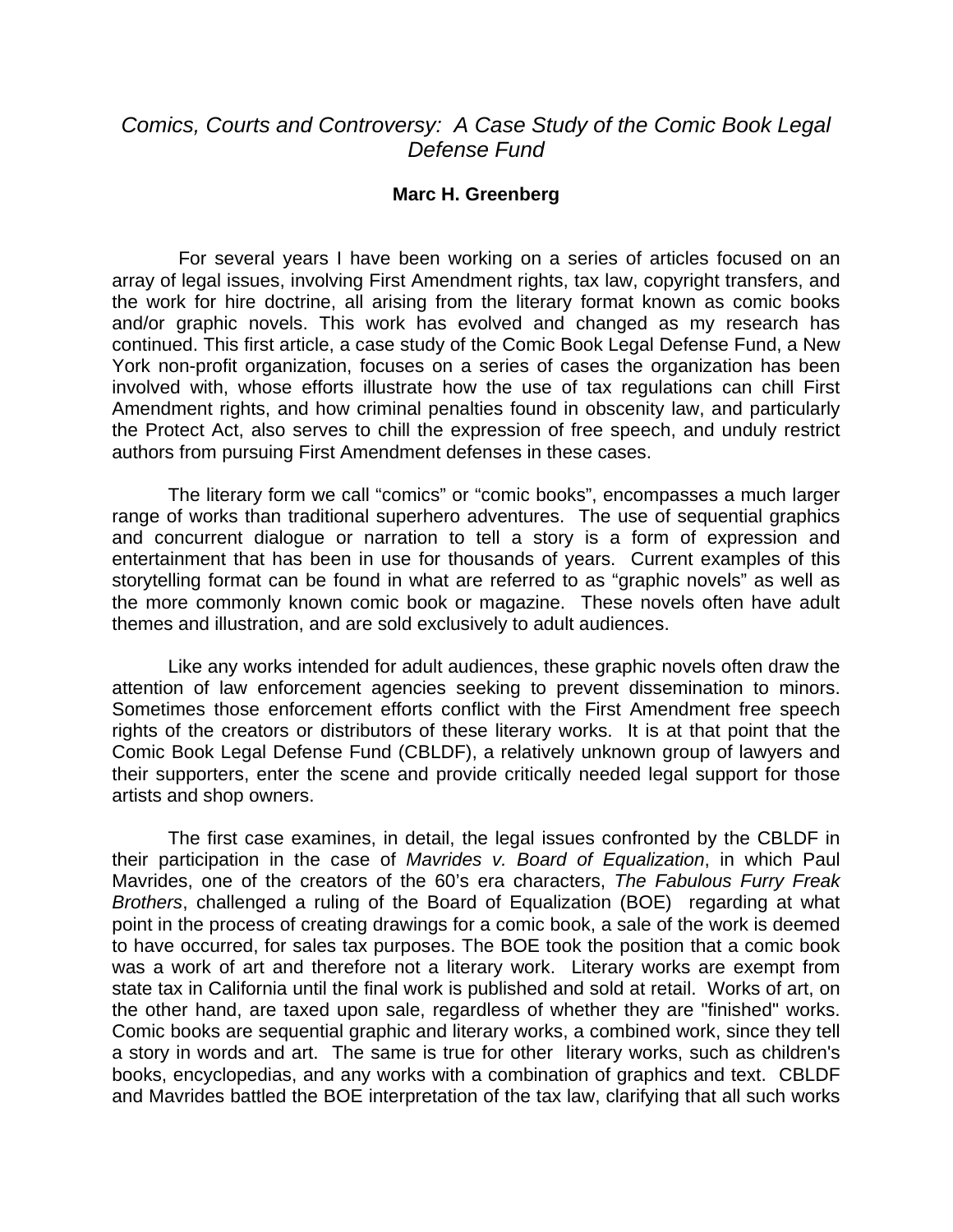# *Comics, Courts and Controversy: A Case Study of the Comic Book Legal Defense Fund*

**Marc H. Greenberg**

For several years I have been working on a series of articles focused on an array of legal issues, involving First Amendment rights, tax law, copyright transfers, and the work for hire doctrine, all arising from the literary format known as comic books and/or graphic novels. This work has evolved and changed as my research has continued. This first article, a case study of the Comic Book Legal Defense Fund, a New York non-profit organization, focuses on a series of cases the organization has been involved with, whose efforts illustrate how the use of tax regulations can chill First Amendment rights, and how criminal penalties found in obscenity law, and particularly the Protect Act, also serves to chill the expression of free speech, and unduly restrict authors from pursuing First Amendment defenses in these cases.

The literary form we call “comics” or “comic books”, encompasses a much larger range of works than traditional superhero adventures. The use of sequential graphics and concurrent dialogue or narration to tell a story is a form of expression and entertainment that has been in use for thousands of years. Current examples of this storytelling format can be found in what are referred to as “graphic novels” as well as the more commonly known comic book or magazine. These novels often have adult themes and illustration, and are sold exclusively to adult audiences.

Like any works intended for adult audiences, these graphic novels often draw the attention of law enforcement agencies seeking to prevent dissemination to minors. Sometimes those enforcement efforts conflict with the First Amendment free speech rights of the creators or distributors of these literary works. It is at that point that the Comic Book Legal Defense Fund (CBLDF), a relatively unknown group of lawyers and their supporters, enter the scene and provide critically needed legal support for those artists and shop owners.

The first case examines, in detail, the legal issues confronted by the CBLDF in their participation in the case of *Mavrides v. Board of Equalization*, in which Paul Mavrides, one of the creators of the 60’s era characters, *The Fabulous Furry Freak Brothers*, challenged a ruling of the Board of Equalization (BOE) regarding at what point in the process of creating drawings for a comic book, a sale of the work is deemed to have occurred, for sales tax purposes. The BOE took the position that a comic book was a work of art and therefore not a literary work. Literary works are exempt from state tax in California until the final work is published and sold at retail. Works of art, on the other hand, are taxed upon sale, regardless of whether they are "finished" works. Comic books are sequential graphic and literary works, a combined work, since they tell a story in words and art. The same is true for other literary works, such as children's books, encyclopedias, and any works with a combination of graphics and text. CBLDF and Mavrides battled the BOE interpretation of the tax law, clarifying that all such works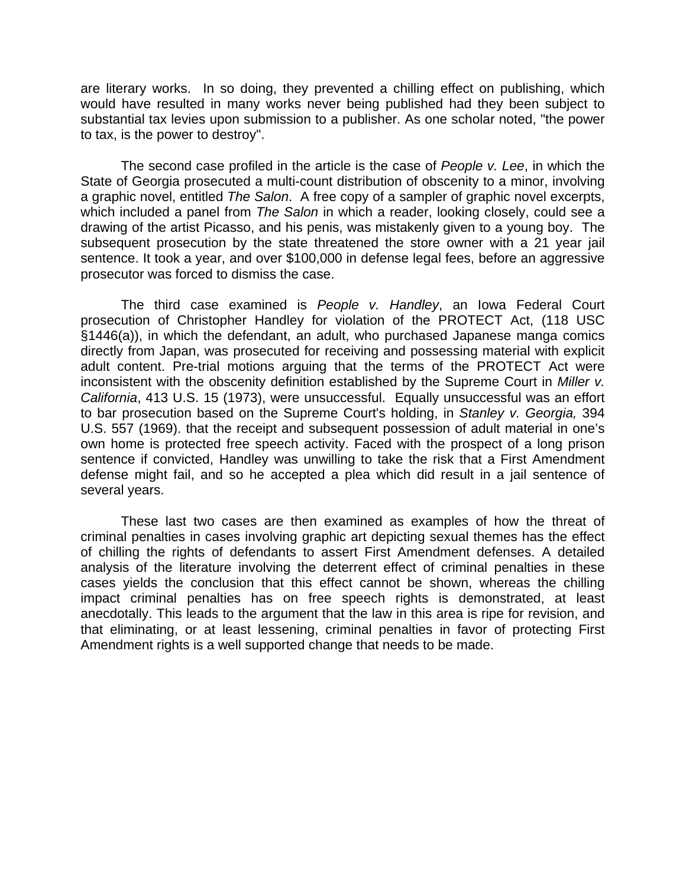are literary works. In so doing, they prevented a chilling effect on publishing, which would have resulted in many works never being published had they been subject to substantial tax levies upon submission to a publisher. As one scholar noted, "the power to tax, is the power to destroy".

The second case profiled in the article is the case of *People v. Lee*, in which the State of Georgia prosecuted a multi-count distribution of obscenity to a minor, involving a graphic novel, entitled *The Salon*. A free copy of a sampler of graphic novel excerpts, which included a panel from *The Salon* in which a reader, looking closely, could see a drawing of the artist Picasso, and his penis, was mistakenly given to a young boy. The subsequent prosecution by the state threatened the store owner with a 21 year jail sentence. It took a year, and over $100,000 in defense legal fees, before an aggressive prosecutor was forced to dismiss the case.

The third case examined is *People v. Handley*, an Iowa Federal Court prosecution of Christopher Handley for violation of the PROTECT Act, (118 USC §1446(a)), in which the defendant, an adult, who purchased Japanese manga comics directly from Japan, was prosecuted for receiving and possessing material with explicit adult content. Pre-trial motions arguing that the terms of the PROTECT Act were inconsistent with the obscenity definition established by the Supreme Court in *Miller v. California*, 413 U.S. 15 (1973), were unsuccessful. Equally unsuccessful was an effort to bar prosecution based on the Supreme Court's holding, in *Stanley v. Georgia,* 394 U.S. 557 (1969). that the receipt and subsequent possession of adult material in one's own home is protected free speech activity. Faced with the prospect of a long prison sentence if convicted, Handley was unwilling to take the risk that a First Amendment defense might fail, and so he accepted a plea which did result in a jail sentence of several years.

These last two cases are then examined as examples of how the threat of criminal penalties in cases involving graphic art depicting sexual themes has the effect of chilling the rights of defendants to assert First Amendment defenses. A detailed analysis of the literature involving the deterrent effect of criminal penalties in these cases yields the conclusion that this effect cannot be shown, whereas the chilling impact criminal penalties has on free speech rights is demonstrated, at least anecdotally. This leads to the argument that the law in this area is ripe for revision, and that eliminating, or at least lessening, criminal penalties in favor of protecting First Amendment rights is a well supported change that needs to be made.